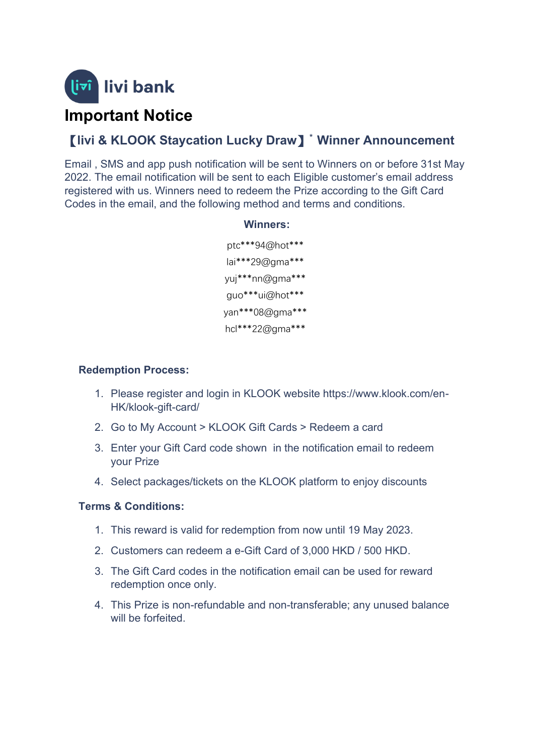livi bank

# Important Notice

## 【livi & KLOOK Staycation Lucky Draw】* Winner Announcement

Email , SMS and app push notification will be sent to Winners on or before 31st May 2022. The email notification will be sent to each Eligible customer's email address registered with us. Winners need to redeem the Prize according to the Gift Card Codes in the email, and the following method and terms and conditions.

**Winners:**

ptc***94@hot***

lai***29@gma***

yuj***nn@gma***

guo***ui@hot***

yan***08@gma***

hcl***22@gma***

### Redemption Process:

1. Please register and login in KLOOK website https://www.klook.com/en-HK/klook-gift-card/
2. Go to My Account > KLOOK Gift Cards > Redeem a card
3. Enter your Gift Card code shown in the notification email to redeem your Prize
4. Select packages/tickets on the KLOOK platform to enjoy discounts

### Terms & Conditions:

1. This reward is valid for redemption from now until 19 May 2023.
2. Customers can redeem a e-Gift Card of 3,000 HKD / 500 HKD.
3. The Gift Card codes in the notification email can be used for reward redemption once only.
4. This Prize is non-refundable and non-transferable; any unused balance will be forfeited.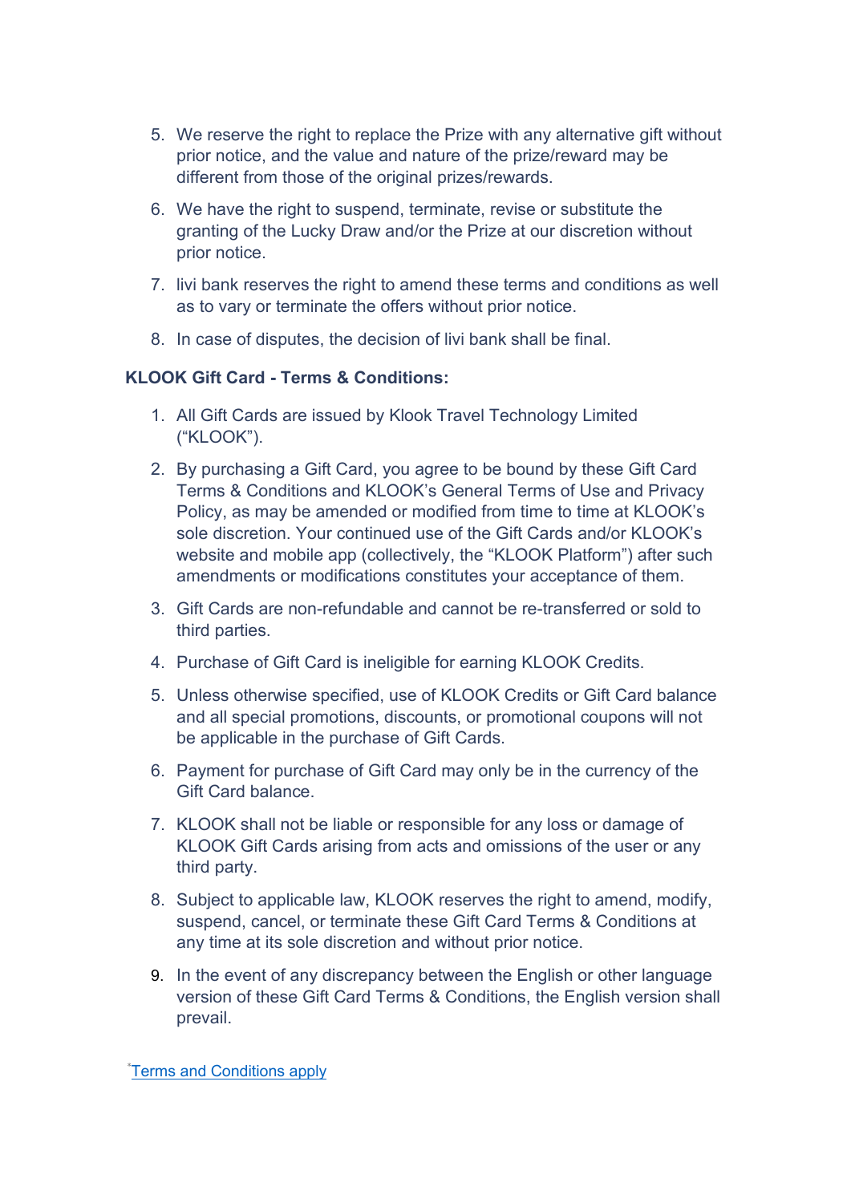5. We reserve the right to replace the Prize with any alternative gift without prior notice, and the value and nature of the prize/reward may be different from those of the original prizes/rewards.
6. We have the right to suspend, terminate, revise or substitute the granting of the Lucky Draw and/or the Prize at our discretion without prior notice.
7. livi bank reserves the right to amend these terms and conditions as well as to vary or terminate the offers without prior notice.
8. In case of disputes, the decision of livi bank shall be final.

**KLOOK Gift Card - Terms & Conditions:**

1. All Gift Cards are issued by Klook Travel Technology Limited ("KLOOK").
2. By purchasing a Gift Card, you agree to be bound by these Gift Card Terms & Conditions and KLOOK's General Terms of Use and Privacy Policy, as may be amended or modified from time to time at KLOOK's sole discretion. Your continued use of the Gift Cards and/or KLOOK's website and mobile app (collectively, the "KLOOK Platform") after such amendments or modifications constitutes your acceptance of them.
3. Gift Cards are non-refundable and cannot be re-transferred or sold to third parties.
4. Purchase of Gift Card is ineligible for earning KLOOK Credits.
5. Unless otherwise specified, use of KLOOK Credits or Gift Card balance and all special promotions, discounts, or promotional coupons will not be applicable in the purchase of Gift Cards.
6. Payment for purchase of Gift Card may only be in the currency of the Gift Card balance.
7. KLOOK shall not be liable or responsible for any loss or damage of KLOOK Gift Cards arising from acts and omissions of the user or any third party.
8. Subject to applicable law, KLOOK reserves the right to amend, modify, suspend, cancel, or terminate these Gift Card Terms & Conditions at any time at its sole discretion and without prior notice.
9. In the event of any discrepancy between the English or other language version of these Gift Card Terms & Conditions, the English version shall prevail.

*Terms and Conditions apply